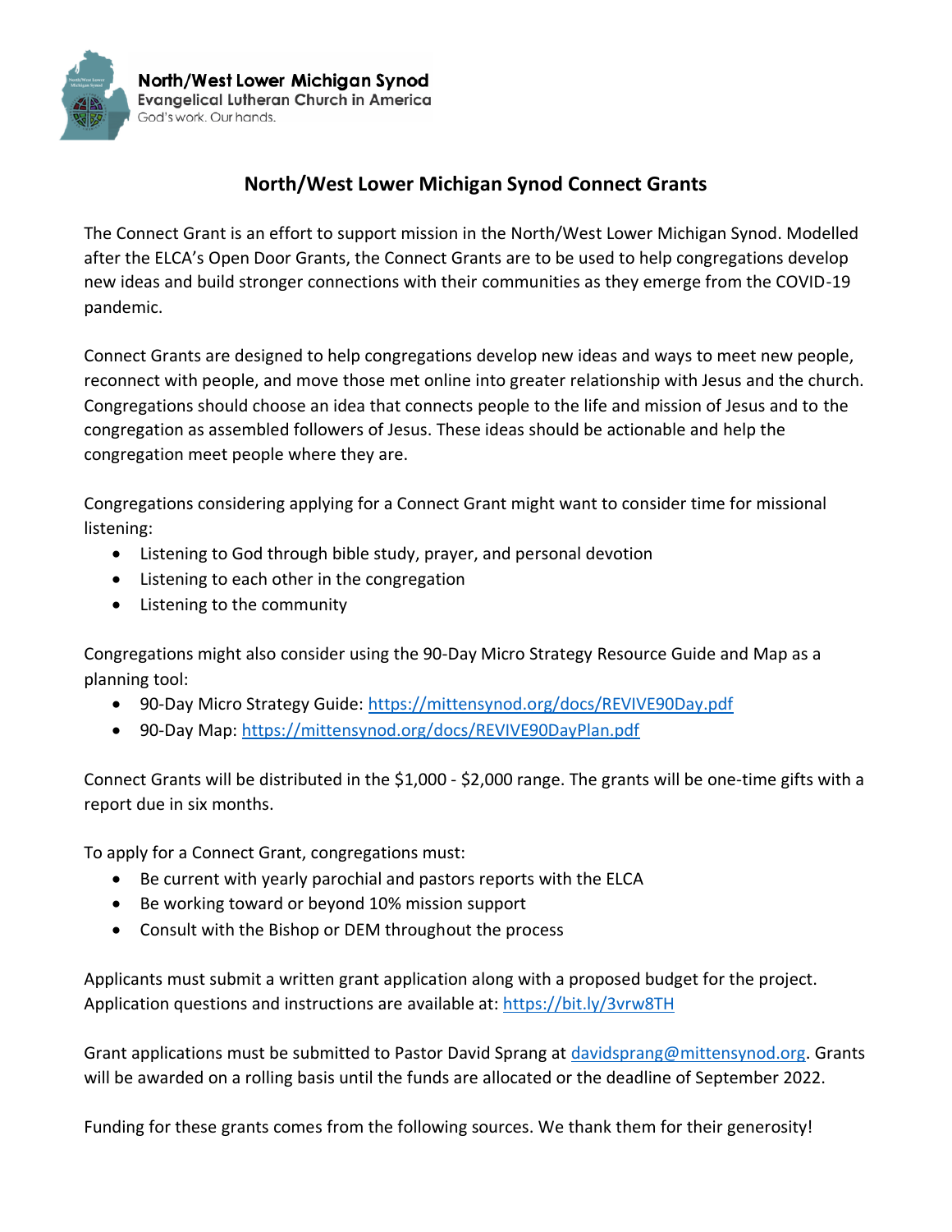North/West Lower Michigan Synod
Evangelical Lutheran Church in America
God's work. Our hands.

# North/West Lower Michigan Synod Connect Grants

The Connect Grant is an effort to support mission in the North/West Lower Michigan Synod. Modelled after the ELCA's Open Door Grants, the Connect Grants are to be used to help congregations develop new ideas and build stronger connections with their communities as they emerge from the COVID-19 pandemic.

Connect Grants are designed to help congregations develop new ideas and ways to meet new people, reconnect with people, and move those met online into greater relationship with Jesus and the church. Congregations should choose an idea that connects people to the life and mission of Jesus and to the congregation as assembled followers of Jesus. These ideas should be actionable and help the congregation meet people where they are.

Congregations considering applying for a Connect Grant might want to consider time for missional listening:

- Listening to God through bible study, prayer, and personal devotion
- Listening to each other in the congregation
- Listening to the community

Congregations might also consider using the 90-Day Micro Strategy Resource Guide and Map as a planning tool:

- 90-Day Micro Strategy Guide: https://mittensynod.org/docs/REVIVE90Day.pdf
- 90-Day Map: https://mittensynod.org/docs/REVIVE90DayPlan.pdf

Connect Grants will be distributed in the $1,000 - $2,000 range. The grants will be one-time gifts with a report due in six months.

To apply for a Connect Grant, congregations must:

- Be current with yearly parochial and pastors reports with the ELCA
- Be working toward or beyond 10% mission support
- Consult with the Bishop or DEM throughout the process

Applicants must submit a written grant application along with a proposed budget for the project. Application questions and instructions are available at: https://bit.ly/3vrw8TH

Grant applications must be submitted to Pastor David Sprang at davidsprang@mittensynod.org. Grants will be awarded on a rolling basis until the funds are allocated or the deadline of September 2022.

Funding for these grants comes from the following sources. We thank them for their generosity!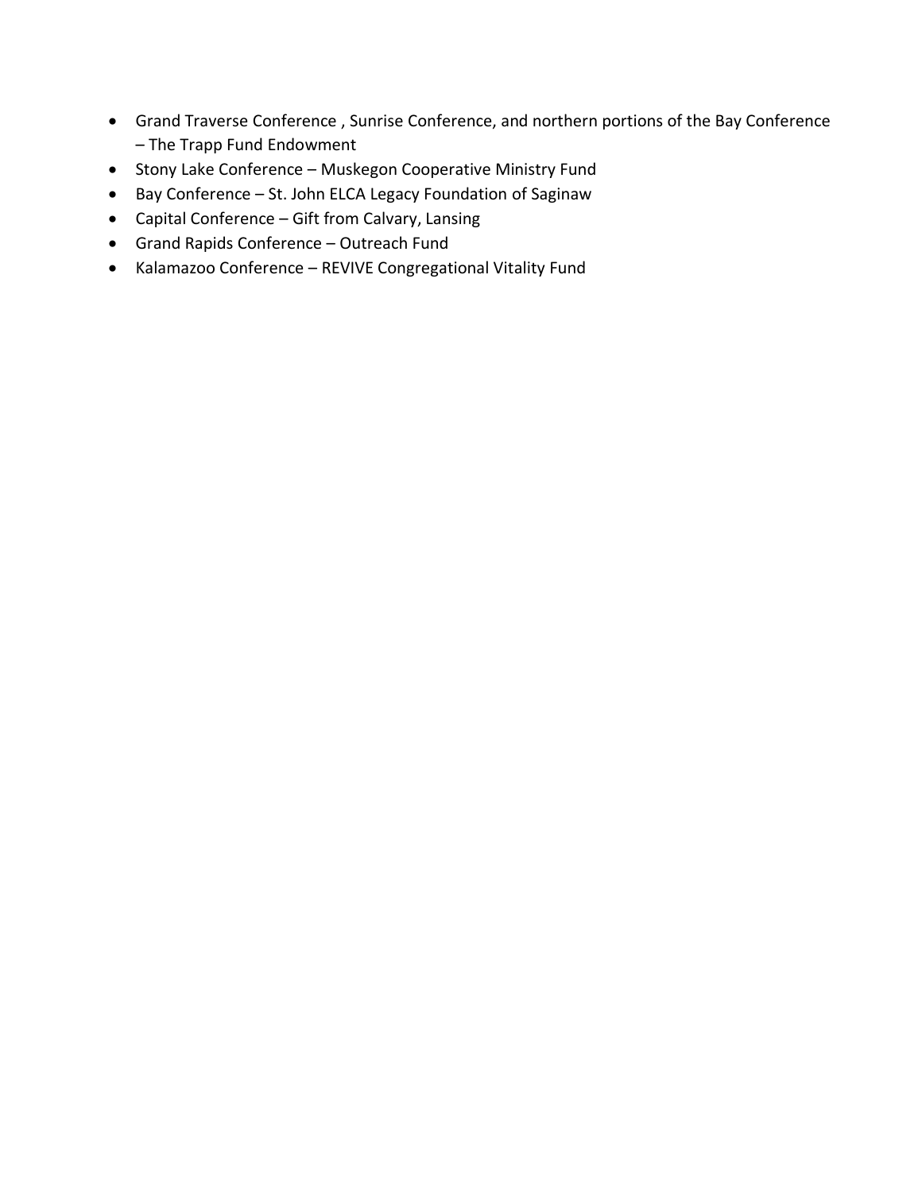- Grand Traverse Conference , Sunrise Conference, and northern portions of the Bay Conference – The Trapp Fund Endowment
- Stony Lake Conference – Muskegon Cooperative Ministry Fund
- Bay Conference – St. John ELCA Legacy Foundation of Saginaw
- Capital Conference – Gift from Calvary, Lansing
- Grand Rapids Conference – Outreach Fund
- Kalamazoo Conference – REVIVE Congregational Vitality Fund